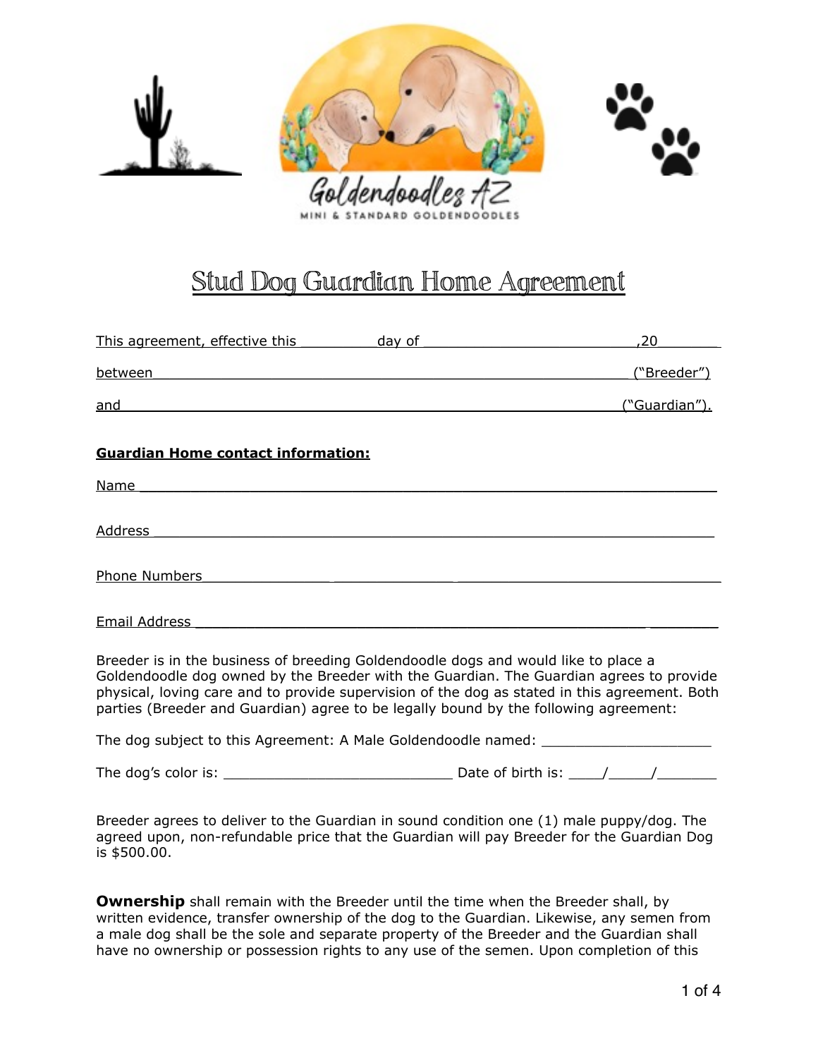Goldendoodles AZ

MINI & STANDARD GOLDENDOODLES

# Stud Dog Guardian Home Agreement

This agreement, effective this _________day of _________________________,20________

between ___________________________________________________________ ("Breeder")

and ______________________________________________________________ ("Guardian").

**Guardian Home contact information:**

Name ___________________________________________________________________

Address _________________________________________________________________

Phone Numbers ____________________________________________________________

Email Address _____________________________________________________________

Breeder is in the business of breeding Goldendoodle dogs and would like to place a Goldendoodle dog owned by the Breeder with the Guardian. The Guardian agrees to provide physical, loving care and to provide supervision of the dog as stated in this agreement. Both parties (Breeder and Guardian) agree to be legally bound by the following agreement:

The dog subject to this Agreement: A Male Goldendoodle named: ____________________

The dog's color is: ___________________________ Date of birth is: ____/_____/_______

Breeder agrees to deliver to the Guardian in sound condition one (1) male puppy/dog. The agreed upon, non-refundable price that the Guardian will pay Breeder for the Guardian Dog is $500.00.

**Ownership** shall remain with the Breeder until the time when the Breeder shall, by written evidence, transfer ownership of the dog to the Guardian. Likewise, any semen from a male dog shall be the sole and separate property of the Breeder and the Guardian shall have no ownership or possession rights to any use of the semen. Upon completion of this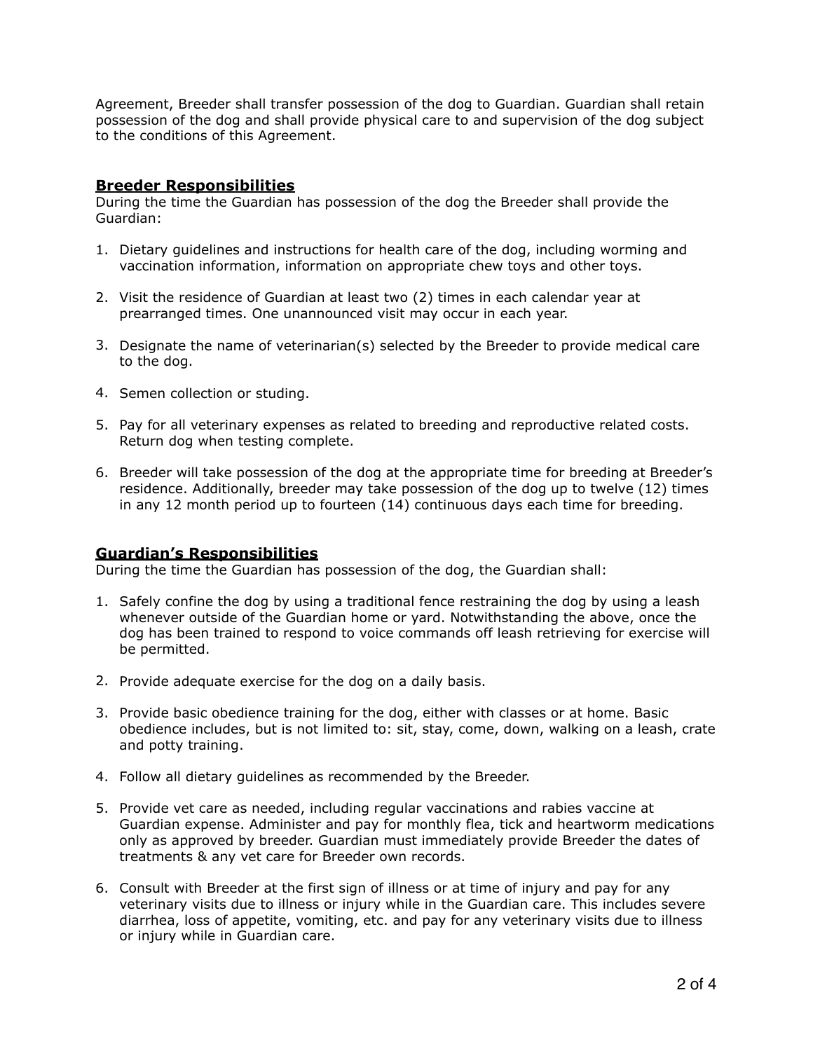Agreement, Breeder shall transfer possession of the dog to Guardian. Guardian shall retain possession of the dog and shall provide physical care to and supervision of the dog subject to the conditions of this Agreement.

## **Breeder Responsibilities**

During the time the Guardian has possession of the dog the Breeder shall provide the Guardian:

1. Dietary guidelines and instructions for health care of the dog, including worming and vaccination information, information on appropriate chew toys and other toys.

2. Visit the residence of Guardian at least two (2) times in each calendar year at prearranged times. One unannounced visit may occur in each year.

3. Designate the name of veterinarian(s) selected by the Breeder to provide medical care to the dog.

4. Semen collection or studing.

5. Pay for all veterinary expenses as related to breeding and reproductive related costs. Return dog when testing complete.

6. Breeder will take possession of the dog at the appropriate time for breeding at Breeder's residence. Additionally, breeder may take possession of the dog up to twelve (12) times in any 12 month period up to fourteen (14) continuous days each time for breeding.

## **Guardian's Responsibilities**

During the time the Guardian has possession of the dog, the Guardian shall:

1. Safely confine the dog by using a traditional fence restraining the dog by using a leash whenever outside of the Guardian home or yard. Notwithstanding the above, once the dog has been trained to respond to voice commands off leash retrieving for exercise will be permitted.

2. Provide adequate exercise for the dog on a daily basis.

3. Provide basic obedience training for the dog, either with classes or at home. Basic obedience includes, but is not limited to: sit, stay, come, down, walking on a leash, crate and potty training.

4. Follow all dietary guidelines as recommended by the Breeder.

5. Provide vet care as needed, including regular vaccinations and rabies vaccine at Guardian expense. Administer and pay for monthly flea, tick and heartworm medications only as approved by breeder. Guardian must immediately provide Breeder the dates of treatments & any vet care for Breeder own records.

6. Consult with Breeder at the first sign of illness or at time of injury and pay for any veterinary visits due to illness or injury while in the Guardian care. This includes severe diarrhea, loss of appetite, vomiting, etc. and pay for any veterinary visits due to illness or injury while in Guardian care.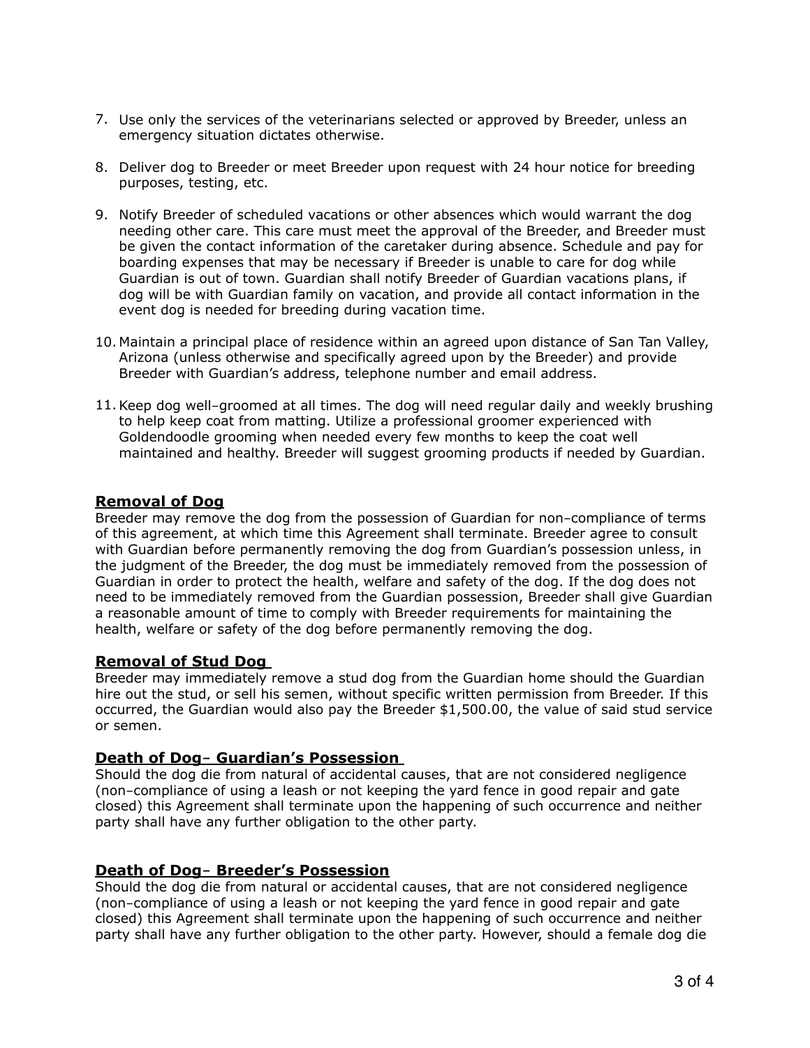7. Use only the services of the veterinarians selected or approved by Breeder, unless an emergency situation dictates otherwise.

8. Deliver dog to Breeder or meet Breeder upon request with 24 hour notice for breeding purposes, testing, etc.

9. Notify Breeder of scheduled vacations or other absences which would warrant the dog needing other care. This care must meet the approval of the Breeder, and Breeder must be given the contact information of the caretaker during absence. Schedule and pay for boarding expenses that may be necessary if Breeder is unable to care for dog while Guardian is out of town. Guardian shall notify Breeder of Guardian vacations plans, if dog will be with Guardian family on vacation, and provide all contact information in the event dog is needed for breeding during vacation time.

10. Maintain a principal place of residence within an agreed upon distance of San Tan Valley, Arizona (unless otherwise and specifically agreed upon by the Breeder) and provide Breeder with Guardian's address, telephone number and email address.

11. Keep dog well–groomed at all times. The dog will need regular daily and weekly brushing to help keep coat from matting. Utilize a professional groomer experienced with Goldendoodle grooming when needed every few months to keep the coat well maintained and healthy. Breeder will suggest grooming products if needed by Guardian.

## Removal of Dog

Breeder may remove the dog from the possession of Guardian for non–compliance of terms of this agreement, at which time this Agreement shall terminate. Breeder agree to consult with Guardian before permanently removing the dog from Guardian's possession unless, in the judgment of the Breeder, the dog must be immediately removed from the possession of Guardian in order to protect the health, welfare and safety of the dog. If the dog does not need to be immediately removed from the Guardian possession, Breeder shall give Guardian a reasonable amount of time to comply with Breeder requirements for maintaining the health, welfare or safety of the dog before permanently removing the dog.

## Removal of Stud Dog

Breeder may immediately remove a stud dog from the Guardian home should the Guardian hire out the stud, or sell his semen, without specific written permission from Breeder. If this occurred, the Guardian would also pay the Breeder $1,500.00, the value of said stud service or semen.

## Death of Dog– Guardian's Possession

Should the dog die from natural of accidental causes, that are not considered negligence (non–compliance of using a leash or not keeping the yard fence in good repair and gate closed) this Agreement shall terminate upon the happening of such occurrence and neither party shall have any further obligation to the other party.

## Death of Dog– Breeder's Possession

Should the dog die from natural or accidental causes, that are not considered negligence (non–compliance of using a leash or not keeping the yard fence in good repair and gate closed) this Agreement shall terminate upon the happening of such occurrence and neither party shall have any further obligation to the other party. However, should a female dog die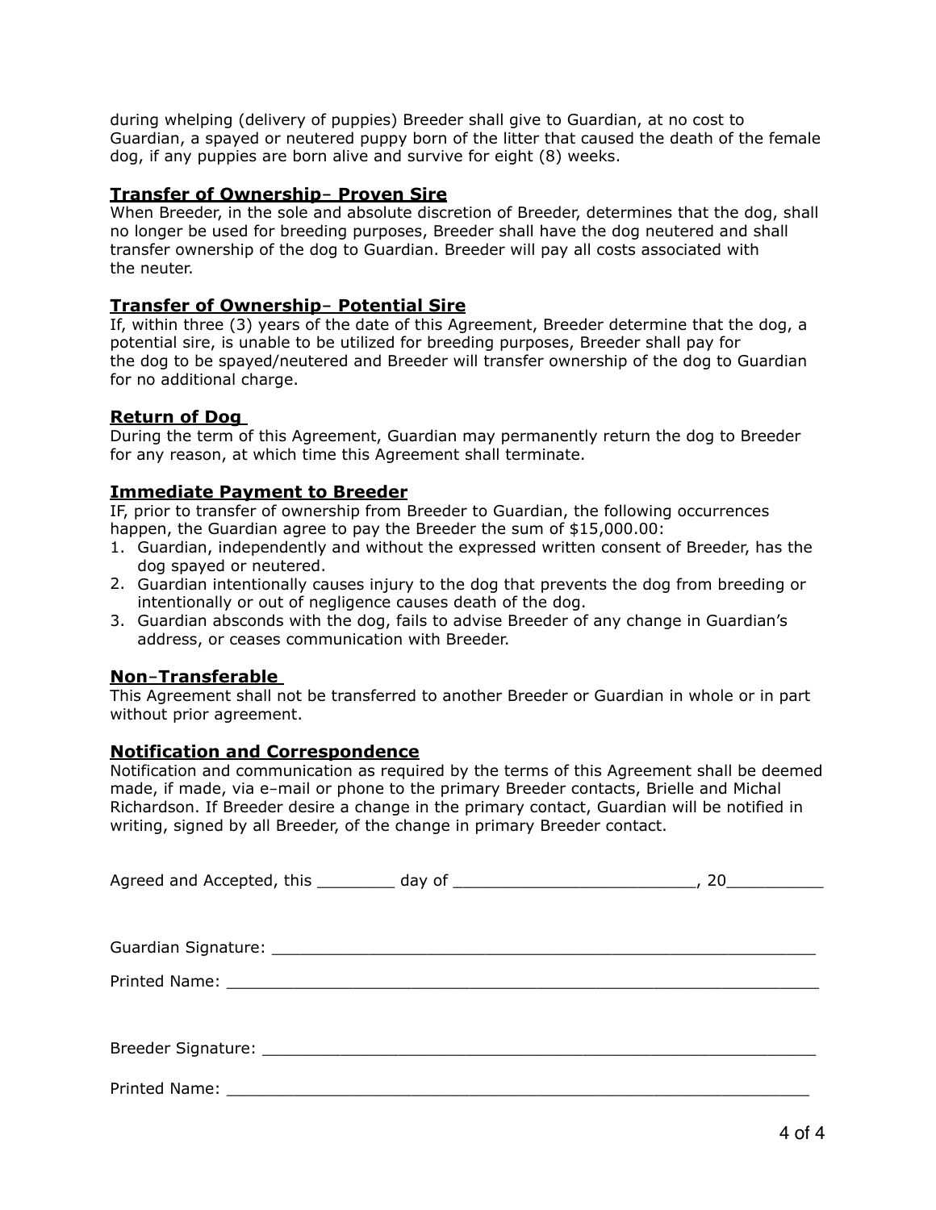during whelping (delivery of puppies) Breeder shall give to Guardian, at no cost to Guardian, a spayed or neutered puppy born of the litter that caused the death of the female dog, if any puppies are born alive and survive for eight (8) weeks.

**Transfer of Ownership– Proven Sire**

When Breeder, in the sole and absolute discretion of Breeder, determines that the dog, shall no longer be used for breeding purposes, Breeder shall have the dog neutered and shall transfer ownership of the dog to Guardian. Breeder will pay all costs associated with the neuter.

**Transfer of Ownership– Potential Sire**

If, within three (3) years of the date of this Agreement, Breeder determine that the dog, a potential sire, is unable to be utilized for breeding purposes, Breeder shall pay for the dog to be spayed/neutered and Breeder will transfer ownership of the dog to Guardian for no additional charge.

**Return of Dog**

During the term of this Agreement, Guardian may permanently return the dog to Breeder for any reason, at which time this Agreement shall terminate.

**Immediate Payment to Breeder**

IF, prior to transfer of ownership from Breeder to Guardian, the following occurrences happen, the Guardian agree to pay the Breeder the sum of $15,000.00:

1. Guardian, independently and without the expressed written consent of Breeder, has the dog spayed or neutered.
2. Guardian intentionally causes injury to the dog that prevents the dog from breeding or intentionally or out of negligence causes death of the dog.
3. Guardian absconds with the dog, fails to advise Breeder of any change in Guardian's address, or ceases communication with Breeder.

**Non–Transferable**

This Agreement shall not be transferred to another Breeder or Guardian in whole or in part without prior agreement.

**Notification and Correspondence**

Notification and communication as required by the terms of this Agreement shall be deemed made, if made, via e–mail or phone to the primary Breeder contacts, Brielle and Michal Richardson. If Breeder desire a change in the primary contact, Guardian will be notified in writing, signed by all Breeder, of the change in primary Breeder contact.

Agreed and Accepted, this ________ day of _________________________, 20__________

Guardian Signature: ___________________________________________________________

Printed Name: ________________________________________________________________

Breeder Signature: ____________________________________________________________

Printed Name: ________________________________________________________________